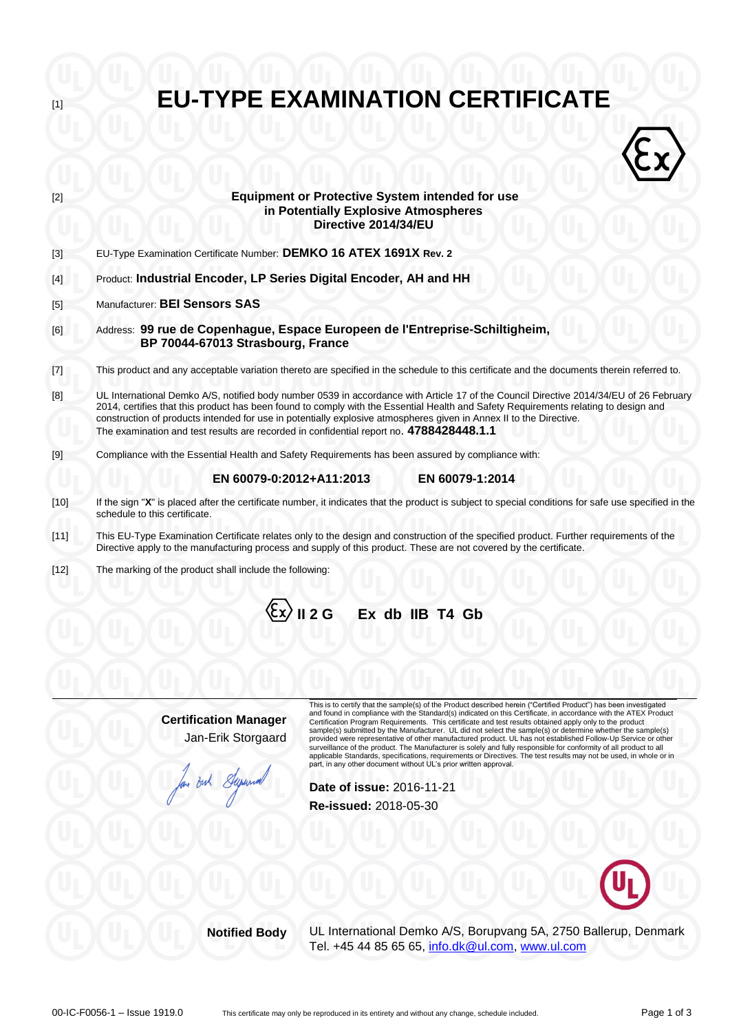[1]

# EU-TYPE EXAMINATION CERTIFICATE

[2] **Equipment or Protective System intended for use in Potentially Explosive Atmospheres Directive 2014/34/EU**

[3] EU-Type Examination Certificate Number: **DEMKO 16 ATEX 1691X Rev. 2**

[4] Product: **Industrial Encoder, LP Series Digital Encoder, AH and HH**

[5] Manufacturer: **BEI Sensors SAS**

[6] Address: **99 rue de Copenhague, Espace Europeen de l'Entreprise-Schiltigheim, BP 70044-67013 Strasbourg, France**

[7] This product and any acceptable variation thereto are specified in the schedule to this certificate and the documents therein referred to.

[8] UL International Demko A/S, notified body number 0539 in accordance with Article 17 of the Council Directive 2014/34/EU of 26 February 2014, certifies that this product has been found to comply with the Essential Health and Safety Requirements relating to design and construction of products intended for use in potentially explosive atmospheres given in Annex II to the Directive.
The examination and test results are recorded in confidential report no. **4788428448.1.1**

[9] Compliance with the Essential Health and Safety Requirements has been assured by compliance with:

**EN 60079-0:2012+A11:2013** **EN 60079-1:2014**

[10] If the sign "**X**" is placed after the certificate number, it indicates that the product is subject to special conditions for safe use specified in the schedule to this certificate.

[11] This EU-Type Examination Certificate relates only to the design and construction of the specified product. Further requirements of the Directive apply to the manufacturing process and supply of this product. These are not covered by the certificate.

[12] The marking of the product shall include the following:

**Ex II 2 G Ex db IIB T4 Gb**

**Certification Manager**
Jan-Erik Storgaard

This is to certify that the sample(s) of the Product described herein ("Certified Product") has been investigated and found in compliance with the Standard(s) indicated on this Certificate, in accordance with the ATEX Product Certification Program Requirements. This certificate and test results obtained apply only to the product sample(s) submitted by the Manufacturer. UL did not select the sample(s) or determine whether the sample(s) provided were representative of other manufactured product. UL has not established Follow-Up Service or other surveillance of the product. The Manufacturer is solely and fully responsible for conformity of all product to all applicable Standards, specifications, requirements or Directives. The test results may not be used, in whole or in part, in any other document without UL's prior written approval.

**Date of issue:** 2016-11-21
**Re-issued:** 2018-05-30

**Notified Body** UL International Demko A/S, Borupvang 5A, 2750 Ballerup, Denmark
Tel. +45 44 85 65 65, info.dk@ul.com, www.ul.com

00-IC-F0056-1 – Issue 1919.0 This certificate may only be reproduced in its entirety and without any change, schedule included.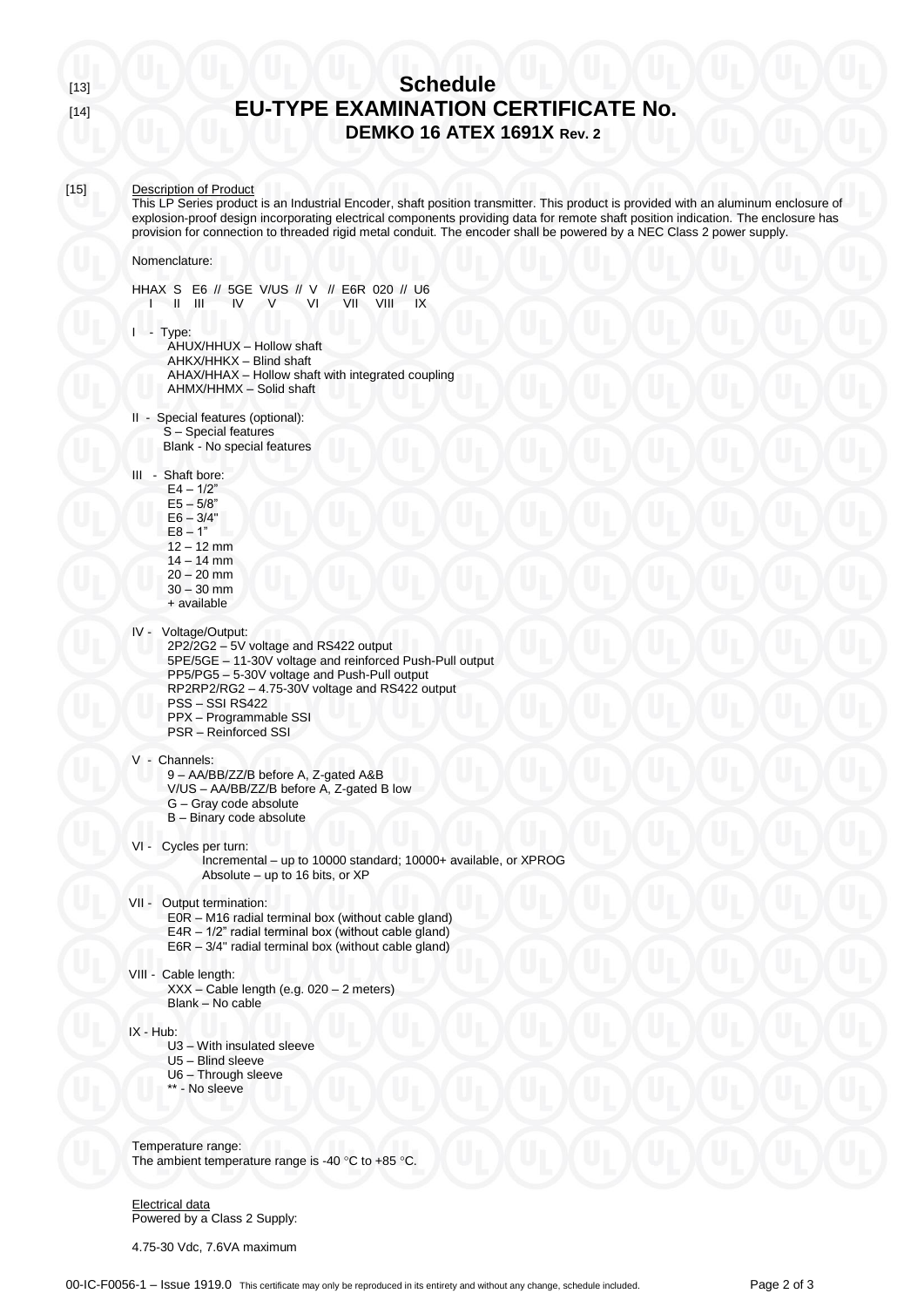[13]

# Schedule

[14]

# EU-TYPE EXAMINATION CERTIFICATE No.

## DEMKO 16 ATEX 1691X Rev. 2

[15] Description of Product

This LP Series product is an Industrial Encoder, shaft position transmitter. This product is provided with an aluminum enclosure of explosion-proof design incorporating electrical components providing data for remote shaft position indication. The enclosure has provision for connection to threaded rigid metal conduit. The encoder shall be powered by a NEC Class 2 power supply.

Nomenclature:

```
HHAX  S  E6 // 5GE  V/US // V  // E6R  020 // U6
  I   II III    IV    V     VI    VII  VIII   IX
```

I - Type:
- AHUX/HHUX – Hollow shaft
- AHKX/HHKX – Blind shaft
- AHAX/HHAX – Hollow shaft with integrated coupling
- AHMX/HHMX – Solid shaft

II - Special features (optional):
- S – Special features
- Blank - No special features

III - Shaft bore:
- E4 – 1/2"
- E5 – 5/8"
- E6 – 3/4"
- E8 – 1"
- 12 – 12 mm
- 14 – 14 mm
- 20 – 20 mm
- 30 – 30 mm
- + available

IV - Voltage/Output:
- 2P2/2G2 – 5V voltage and RS422 output
- 5PE/5GE – 11-30V voltage and reinforced Push-Pull output
- PP5/PG5 – 5-30V voltage and Push-Pull output
- RP2RP2/RG2 – 4.75-30V voltage and RS422 output
- PSS – SSI RS422
- PPX – Programmable SSI
- PSR – Reinforced SSI

V - Channels:
- 9 – AA/BB/ZZ/B before A, Z-gated A&B
- V/US – AA/BB/ZZ/B before A, Z-gated B low
- G – Gray code absolute
- B – Binary code absolute

VI - Cycles per turn:
- Incremental – up to 10000 standard; 10000+ available, or XPROG
- Absolute – up to 16 bits, or XP

VII - Output termination:
- E0R – M16 radial terminal box (without cable gland)
- E4R – 1/2" radial terminal box (without cable gland)
- E6R – 3/4" radial terminal box (without cable gland)

VIII - Cable length:
- XXX – Cable length (e.g. 020 – 2 meters)
- Blank – No cable

IX - Hub:
- U3 – With insulated sleeve
- U5 – Blind sleeve
- U6 – Through sleeve
- ** - No sleeve

Temperature range:
The ambient temperature range is -40 °C to +85 °C.

Electrical data
Powered by a Class 2 Supply:

4.75-30 Vdc, 7.6VA maximum

00-IC-F0056-1 – Issue 1919.0 This certificate may only be reproduced in its entirety and without any change, schedule included.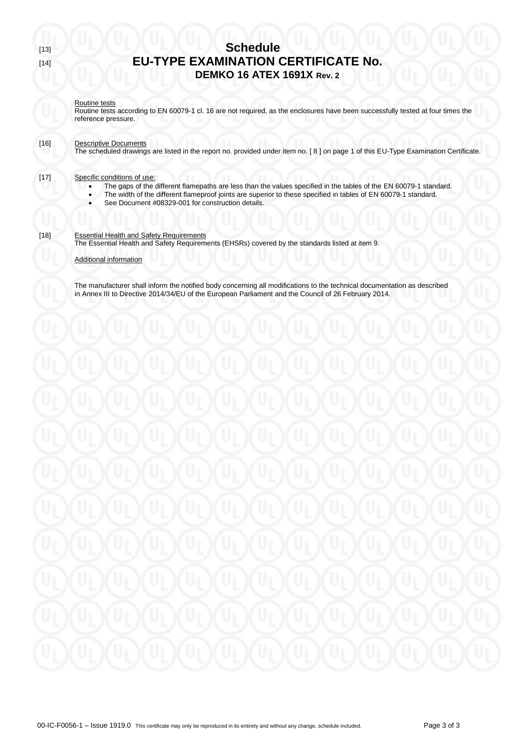[13] 
# Schedule

[14] 
## EU-TYPE EXAMINATION CERTIFICATE No.
### DEMKO 16 ATEX 1691X Rev. 2

Routine tests

Routine tests according to EN 60079-1 cl. 16 are not required, as the enclosures have been successfully tested at four times the reference pressure.

[16] Descriptive Documents

The scheduled drawings are listed in the report no. provided under item no. [ 8 ] on page 1 of this EU-Type Examination Certificate.

[17] Specific conditions of use:

- The gaps of the different flamepaths are less than the values specified in the tables of the EN 60079-1 standard.
- The width of the different flameproof joints are superior to these specified in tables of EN 60079-1 standard.
- See Document #08329-001 for construction details.

[18] Essential Health and Safety Requirements

The Essential Health and Safety Requirements (EHSRs) covered by the standards listed at item 9.

Additional information

The manufacturer shall inform the notified body concerning all modifications to the technical documentation as described in Annex III to Directive 2014/34/EU of the European Parliament and the Council of 26 February 2014.

00-IC-F0056-1 – Issue 1919.0 This certificate may only be reproduced in its entirety and without any change, schedule included.